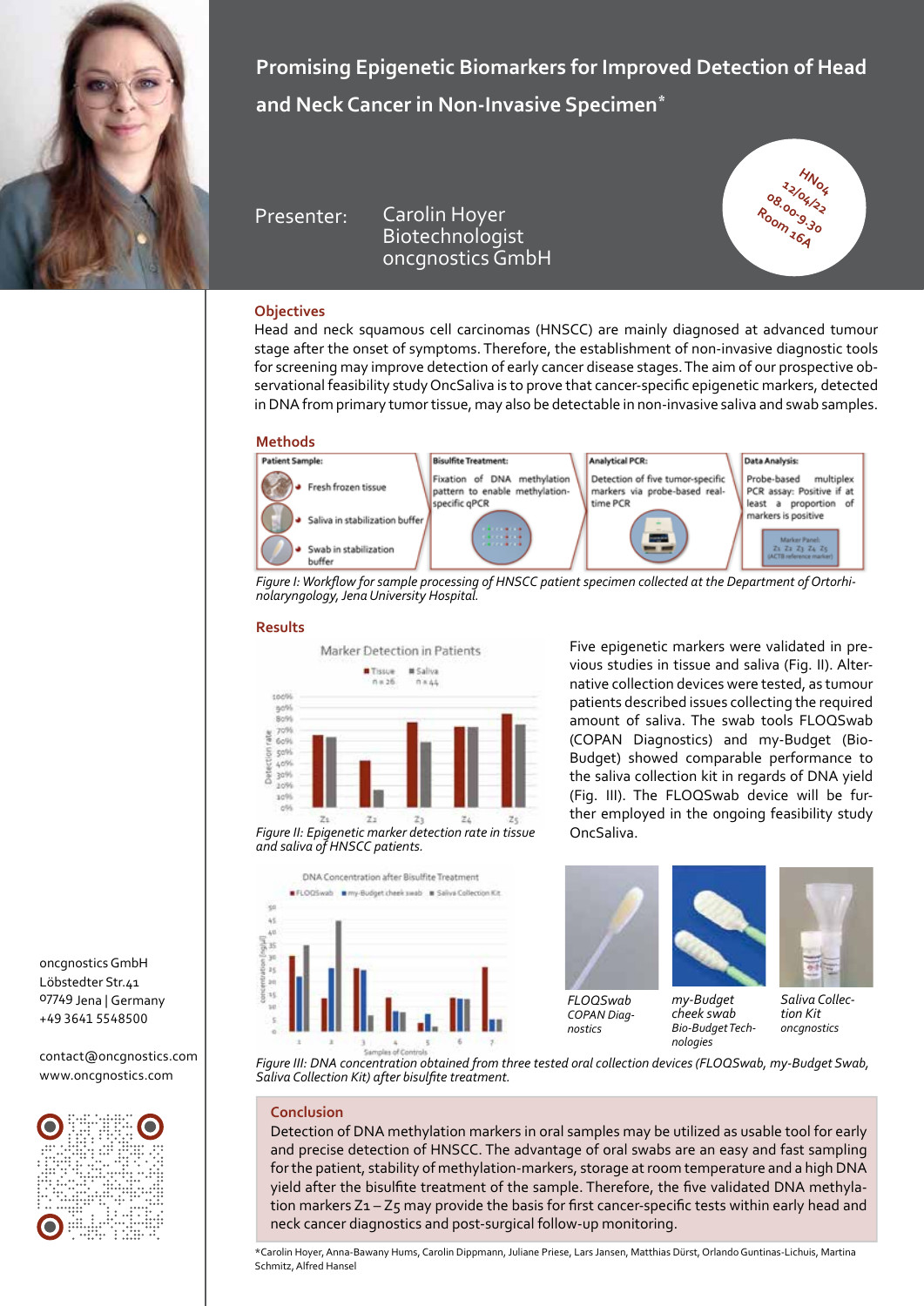# Promising Epigenetic Biomarkers for Improved Detection of Head and Neck Cancer in Non-Invasive Specimen*

Presenter: Carolin Hoyer
Biotechnologist
oncgnostics GmbH

HN04
12/04/22
08.00-9.30
Room 16A

## Objectives

Head and neck squamous cell carcinomas (HNSCC) are mainly diagnosed at advanced tumour stage after the onset of symptoms. Therefore, the establishment of non-invasive diagnostic tools for screening may improve detection of early cancer disease stages. The aim of our prospective observational feasibility study OncSaliva is to prove that cancer-specific epigenetic markers, detected in DNA from primary tumor tissue, may also be detectable in non-invasive saliva and swab samples.

## Methods

**Patient Sample:**
- Fresh frozen tissue
- Saliva in stabilization buffer
- Swab in stabilization buffer

**Bisulfite Treatment:** Fixation of DNA methylation pattern to enable methylation-specific qPCR

**Analytical PCR:** Detection of five tumor-specific markers via probe-based real-time PCR

**Data Analysis:** Probe-based multiplex PCR assay: Positive if at least a proportion of markers is positive

Marker Panel: Z1 Z2 Z3 Z4 Z5 (ACTB reference marker)

*Figure I: Workflow for sample processing of HNSCC patient specimen collected at the Department of Ortorhinolaryngology, Jena University Hospital.*

## Results

*Figure II: Epigenetic marker detection rate in tissue and saliva of HNSCC patients.*

Five epigenetic markers were validated in previous studies in tissue and saliva (Fig. II). Alternative collection devices were tested, as tumour patients described issues collecting the required amount of saliva. The swab tools FLOQSwab (COPAN Diagnostics) and my-Budget (Bio-Budget) showed comparable performance to the saliva collection kit in regards of DNA yield (Fig. III). The FLOQSwab device will be further employed in the ongoing feasibility study OncSaliva.

FLOQSwab COPAN Diagnostics

my-Budget cheek swab Bio-Budget Technologies

Saliva Collection Kit oncgnostics

*Figure III: DNA concentration obtained from three tested oral collection devices (FLOQSwab, my-Budget Swab, Saliva Collection Kit) after bisulfite treatment.*

## Conclusion

Detection of DNA methylation markers in oral samples may be utilized as usable tool for early and precise detection of HNSCC. The advantage of oral swabs are an easy and fast sampling for the patient, stability of methylation-markers, storage at room temperature and a high DNA yield after the bisulfite treatment of the sample. Therefore, the five validated DNA methylation markers Z1 – Z5 may provide the basis for first cancer-specific tests within early head and neck cancer diagnostics and post-surgical follow-up monitoring.

*Carolin Hoyer, Anna-Bawany Hums, Carolin Dippmann, Juliane Priese, Lars Jansen, Matthias Dürst, Orlando Guntinas-Lichuis, Martina Schmitz, Alfred Hansel

oncgnostics GmbH
Löbstedter Str.41
07749 Jena | Germany
+49 3641 5548500

contact@oncgnostics.com
www.oncgnostics.com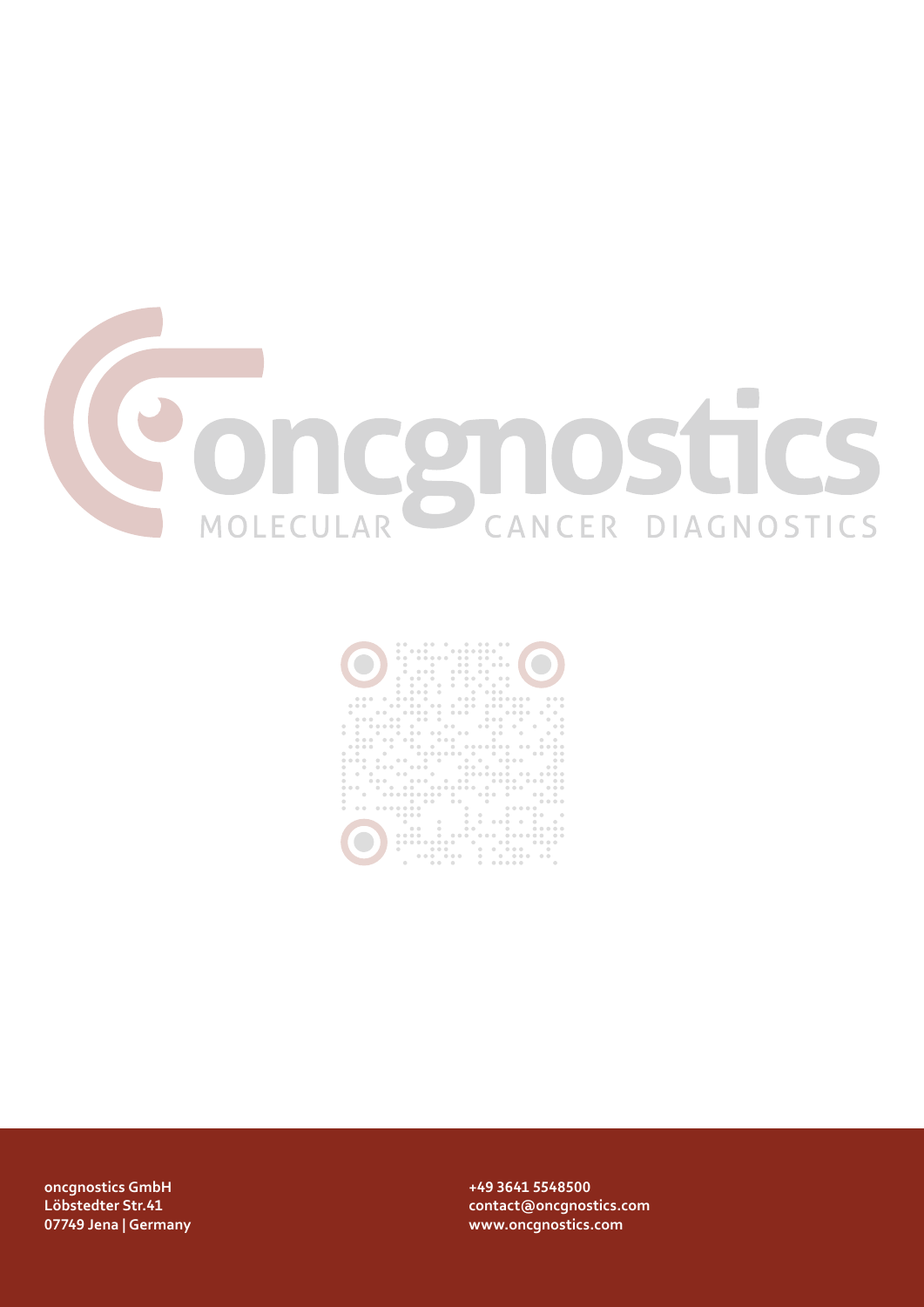oncgnostics

MOLECULAR CANCER DIAGNOSTICS

**oncgnostics GmbH**
**Löbstedter Str.41**
**07749 Jena | Germany**

**+49 3641 5548500**
**contact@oncgnostics.com**
**www.oncgnostics.com**